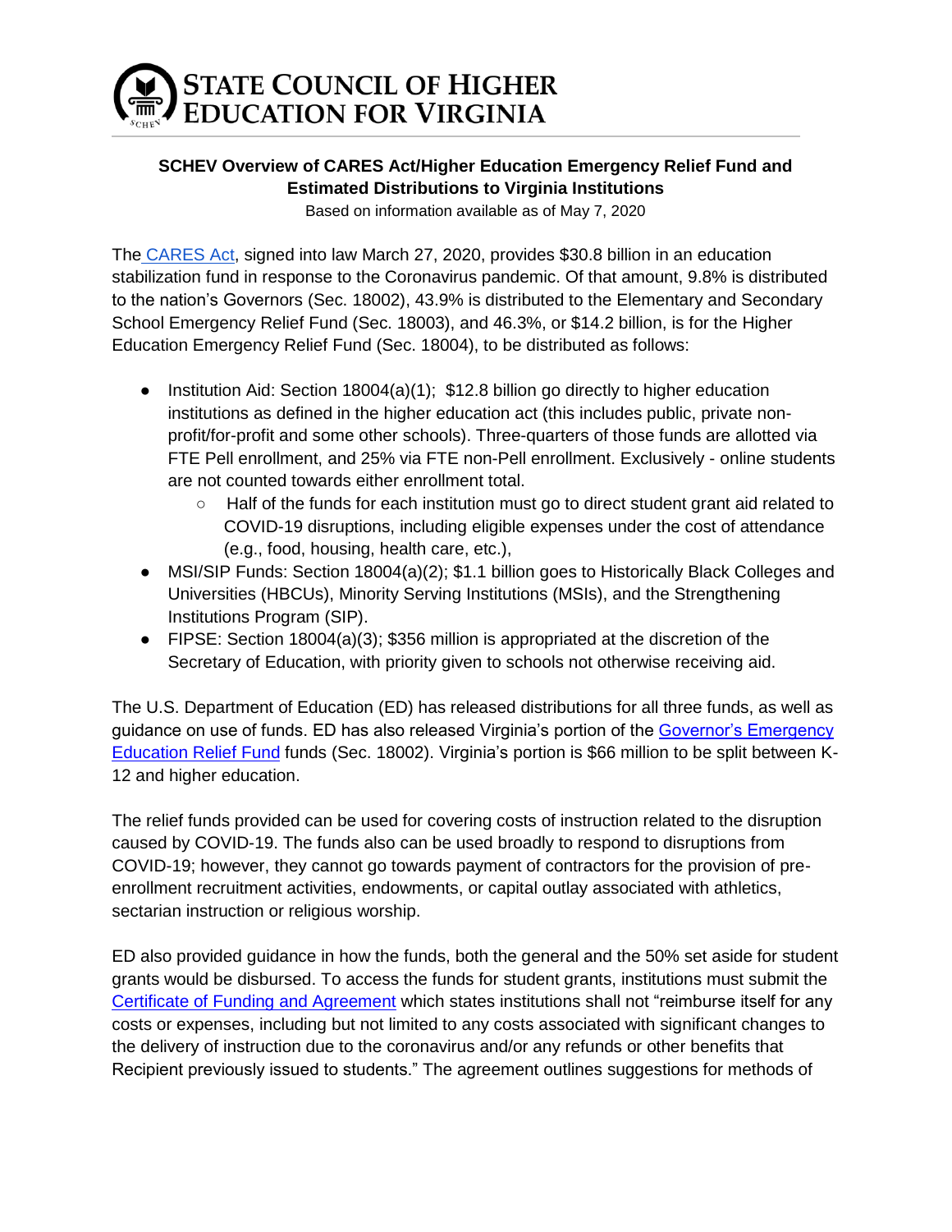# STATE COUNCIL OF HIGHER EDUCATION FOR VIRGINIA

**SCHEV Overview of CARES Act/Higher Education Emergency Relief Fund and Estimated Distributions to Virginia Institutions**

Based on information available as of May 7, 2020

The CARES Act, signed into law March 27, 2020, provides $30.8 billion in an education stabilization fund in response to the Coronavirus pandemic. Of that amount, 9.8% is distributed to the nation's Governors (Sec. 18002), 43.9% is distributed to the Elementary and Secondary School Emergency Relief Fund (Sec. 18003), and 46.3%, or $14.2 billion, is for the Higher Education Emergency Relief Fund (Sec. 18004), to be distributed as follows:

- Institution Aid: Section 18004(a)(1); $12.8 billion go directly to higher education institutions as defined in the higher education act (this includes public, private non-profit/for-profit and some other schools). Three-quarters of those funds are allotted via FTE Pell enrollment, and 25% via FTE non-Pell enrollment. Exclusively - online students are not counted towards either enrollment total.
  - Half of the funds for each institution must go to direct student grant aid related to COVID-19 disruptions, including eligible expenses under the cost of attendance (e.g., food, housing, health care, etc.),
- MSI/SIP Funds: Section 18004(a)(2); $1.1 billion goes to Historically Black Colleges and Universities (HBCUs), Minority Serving Institutions (MSIs), and the Strengthening Institutions Program (SIP).
- FIPSE: Section 18004(a)(3); $356 million is appropriated at the discretion of the Secretary of Education, with priority given to schools not otherwise receiving aid.

The U.S. Department of Education (ED) has released distributions for all three funds, as well as guidance on use of funds. ED has also released Virginia's portion of the Governor's Emergency Education Relief Fund funds (Sec. 18002). Virginia's portion is $66 million to be split between K-12 and higher education.

The relief funds provided can be used for covering costs of instruction related to the disruption caused by COVID-19. The funds also can be used broadly to respond to disruptions from COVID-19; however, they cannot go towards payment of contractors for the provision of pre-enrollment recruitment activities, endowments, or capital outlay associated with athletics, sectarian instruction or religious worship.

ED also provided guidance in how the funds, both the general and the 50% set aside for student grants would be disbursed. To access the funds for student grants, institutions must submit the Certificate of Funding and Agreement which states institutions shall not "reimburse itself for any costs or expenses, including but not limited to any costs associated with significant changes to the delivery of instruction due to the coronavirus and/or any refunds or other benefits that Recipient previously issued to students." The agreement outlines suggestions for methods of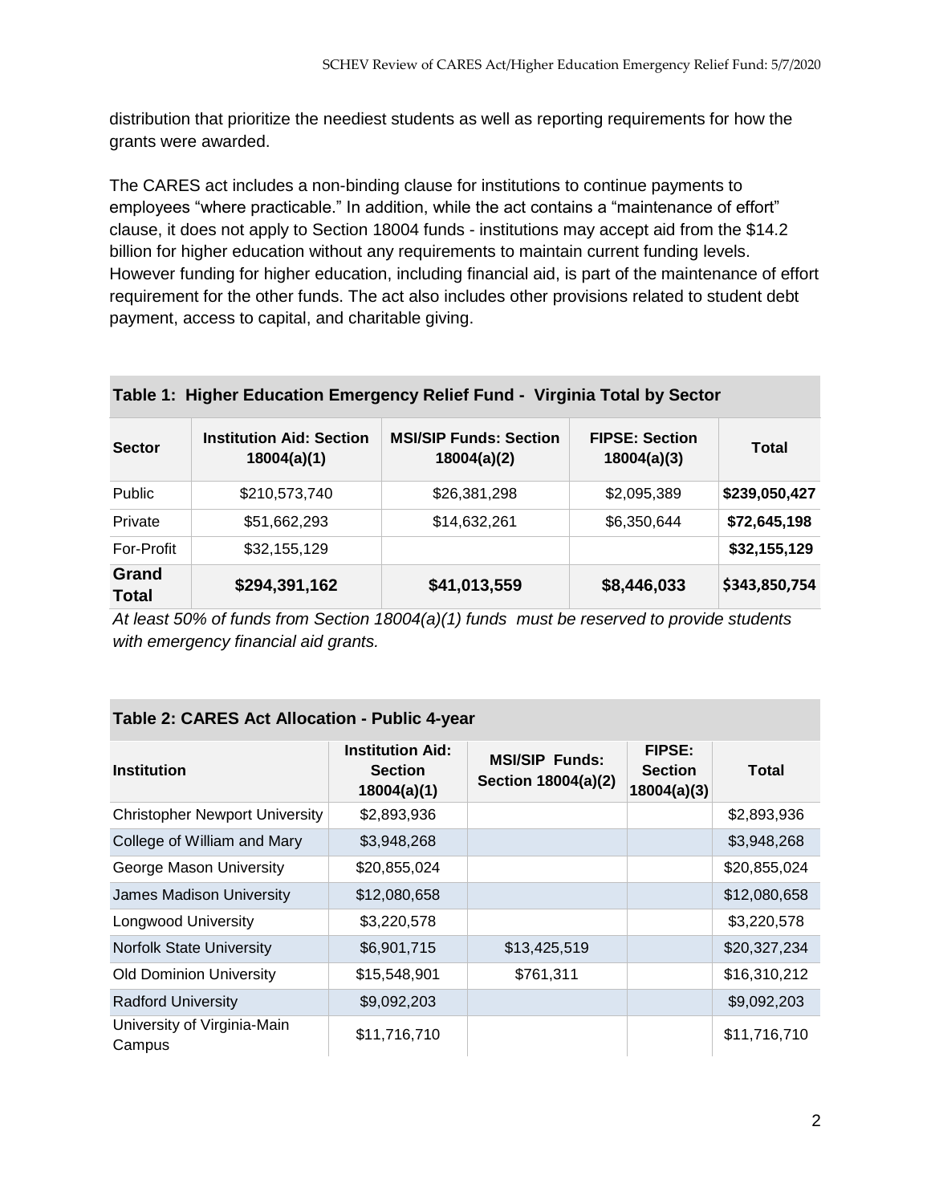distribution that prioritize the neediest students as well as reporting requirements for how the grants were awarded.

The CARES act includes a non-binding clause for institutions to continue payments to employees "where practicable." In addition, while the act contains a "maintenance of effort" clause, it does not apply to Section 18004 funds - institutions may accept aid from the $14.2 billion for higher education without any requirements to maintain current funding levels. However funding for higher education, including financial aid, is part of the maintenance of effort requirement for the other funds. The act also includes other provisions related to student debt payment, access to capital, and charitable giving.

**Table 1: Higher Education Emergency Relief Fund - Virginia Total by Sector**

| Sector | Institution Aid: Section 18004(a)(1) | MSI/SIP Funds: Section 18004(a)(2) | FIPSE: Section 18004(a)(3) | Total |
|---|---|---|---|---|
| Public | $210,573,740 | $26,381,298 | $2,095,389 | **$239,050,427** |
| Private | $51,662,293 | $14,632,261 | $6,350,644 | **$72,645,198** |
| For-Profit | $32,155,129 | | | **$32,155,129** |
| **Grand Total** | **$294,391,162** | **$41,013,559** | **$8,446,033** | **$343,850,754** |

*At least 50% of funds from Section 18004(a)(1) funds must be reserved to provide students with emergency financial aid grants.*

**Table 2: CARES Act Allocation - Public 4-year**

| Institution | Institution Aid: Section 18004(a)(1) | MSI/SIP Funds: Section 18004(a)(2) | FIPSE: Section 18004(a)(3) | Total |
|---|---|---|---|---|
| Christopher Newport University | $2,893,936 | | | $2,893,936 |
| College of William and Mary | $3,948,268 | | | $3,948,268 |
| George Mason University | $20,855,024 | | | $20,855,024 |
| James Madison University | $12,080,658 | | | $12,080,658 |
| Longwood University | $3,220,578 | | | $3,220,578 |
| Norfolk State University | $6,901,715 | $13,425,519 | | $20,327,234 |
| Old Dominion University | $15,548,901 | $761,311 | | $16,310,212 |
| Radford University | $9,092,203 | | | $9,092,203 |
| University of Virginia-Main Campus | $11,716,710 | | | $11,716,710 |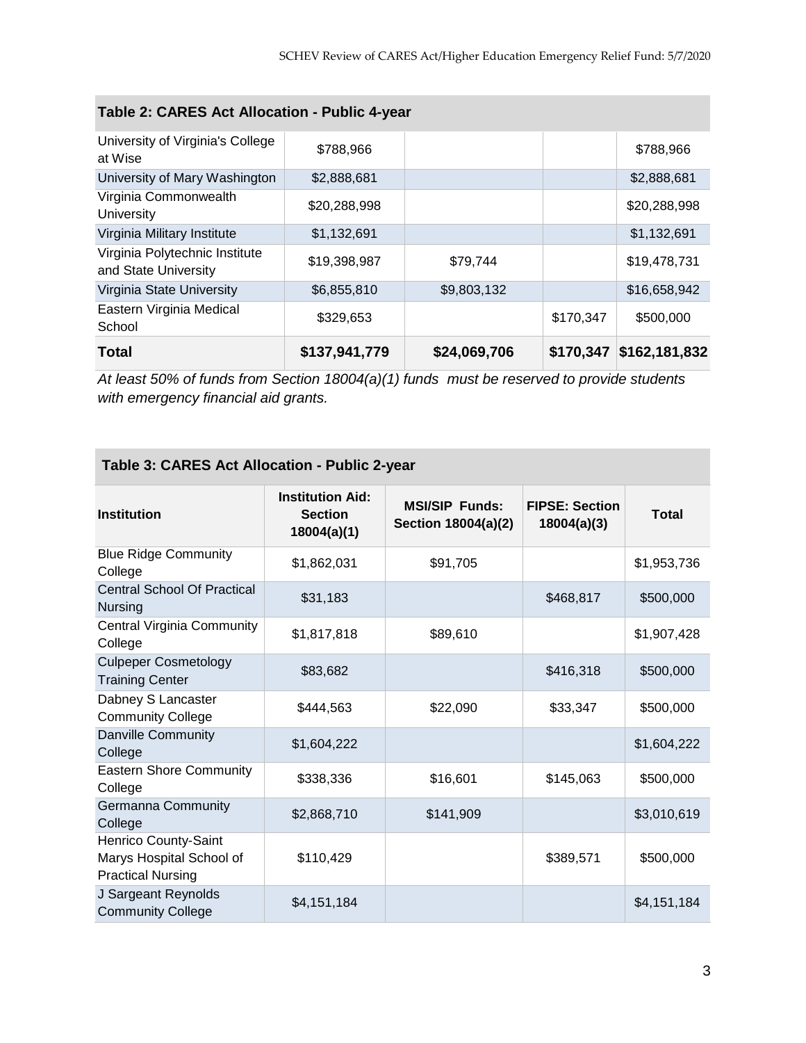## Table 2: CARES Act Allocation - Public 4-year

| | | | | |
|---|---|---|---|---|
| University of Virginia's College at Wise | $788,966 | | | $788,966 |
| University of Mary Washington | $2,888,681 | | | $2,888,681 |
| Virginia Commonwealth University | $20,288,998 | | | $20,288,998 |
| Virginia Military Institute | $1,132,691 | | | $1,132,691 |
| Virginia Polytechnic Institute and State University | $19,398,987 | $79,744 | | $19,478,731 |
| Virginia State University | $6,855,810 | $9,803,132 | | $16,658,942 |
| Eastern Virginia Medical School | $329,653 | | $170,347 | $500,000 |
| **Total** | **$137,941,779** | **$24,069,706** | **$170,347** | **$162,181,832** |

*At least 50% of funds from Section 18004(a)(1) funds must be reserved to provide students with emergency financial aid grants.*

## Table 3: CARES Act Allocation - Public 2-year

| Institution | Institution Aid: Section 18004(a)(1) | MSI/SIP Funds: Section 18004(a)(2) | FIPSE: Section 18004(a)(3) | Total |
|---|---|---|---|---|
| Blue Ridge Community College | $1,862,031 | $91,705 | | $1,953,736 |
| Central School Of Practical Nursing | $31,183 | | $468,817 | $500,000 |
| Central Virginia Community College | $1,817,818 | $89,610 | | $1,907,428 |
| Culpeper Cosmetology Training Center | $83,682 | | $416,318 | $500,000 |
| Dabney S Lancaster Community College | $444,563 | $22,090 | $33,347 | $500,000 |
| Danville Community College | $1,604,222 | | | $1,604,222 |
| Eastern Shore Community College | $338,336 | $16,601 | $145,063 | $500,000 |
| Germanna Community College | $2,868,710 | $141,909 | | $3,010,619 |
| Henrico County-Saint Marys Hospital School of Practical Nursing | $110,429 | | $389,571 | $500,000 |
| J Sargeant Reynolds Community College | $4,151,184 | | | $4,151,184 |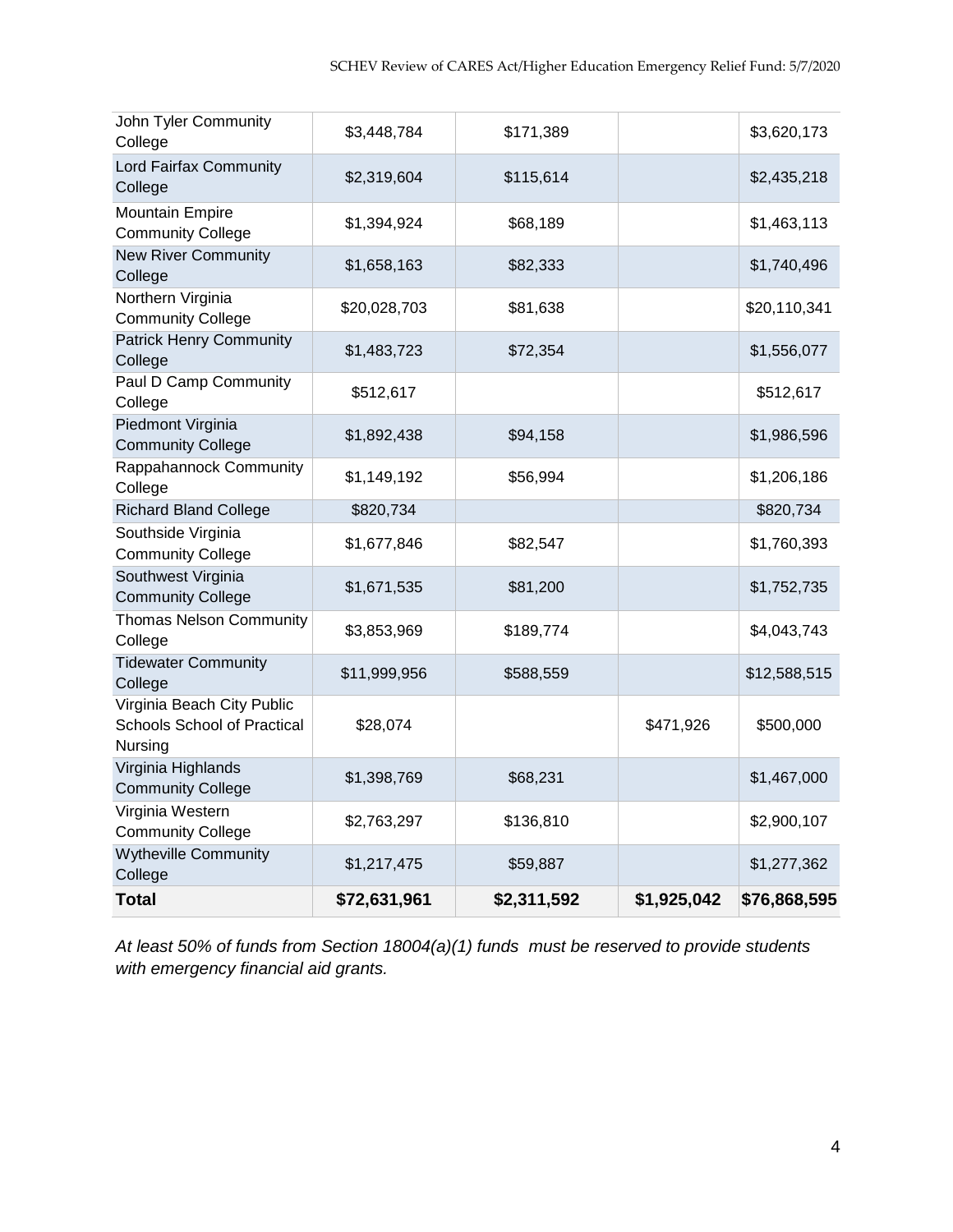| | | | | |
|---|---|---|---|---|
| John Tyler Community College | $3,448,784 | $171,389 | | $3,620,173 |
| Lord Fairfax Community College | $2,319,604 | $115,614 | | $2,435,218 |
| Mountain Empire Community College | $1,394,924 | $68,189 | | $1,463,113 |
| New River Community College | $1,658,163 | $82,333 | | $1,740,496 |
| Northern Virginia Community College | $20,028,703 | $81,638 | | $20,110,341 |
| Patrick Henry Community College | $1,483,723 | $72,354 | | $1,556,077 |
| Paul D Camp Community College | $512,617 | | | $512,617 |
| Piedmont Virginia Community College | $1,892,438 | $94,158 | | $1,986,596 |
| Rappahannock Community College | $1,149,192 | $56,994 | | $1,206,186 |
| Richard Bland College | $820,734 | | | $820,734 |
| Southside Virginia Community College | $1,677,846 | $82,547 | | $1,760,393 |
| Southwest Virginia Community College | $1,671,535 | $81,200 | | $1,752,735 |
| Thomas Nelson Community College | $3,853,969 | $189,774 | | $4,043,743 |
| Tidewater Community College | $11,999,956 | $588,559 | | $12,588,515 |
| Virginia Beach City Public Schools School of Practical Nursing | $28,074 | | $471,926 | $500,000 |
| Virginia Highlands Community College | $1,398,769 | $68,231 | | $1,467,000 |
| Virginia Western Community College | $2,763,297 | $136,810 | | $2,900,107 |
| Wytheville Community College | $1,217,475 | $59,887 | | $1,277,362 |
| **Total** | **$72,631,961** | **$2,311,592** | **$1,925,042** | **$76,868,595** |

*At least 50% of funds from Section 18004(a)(1) funds must be reserved to provide students with emergency financial aid grants.*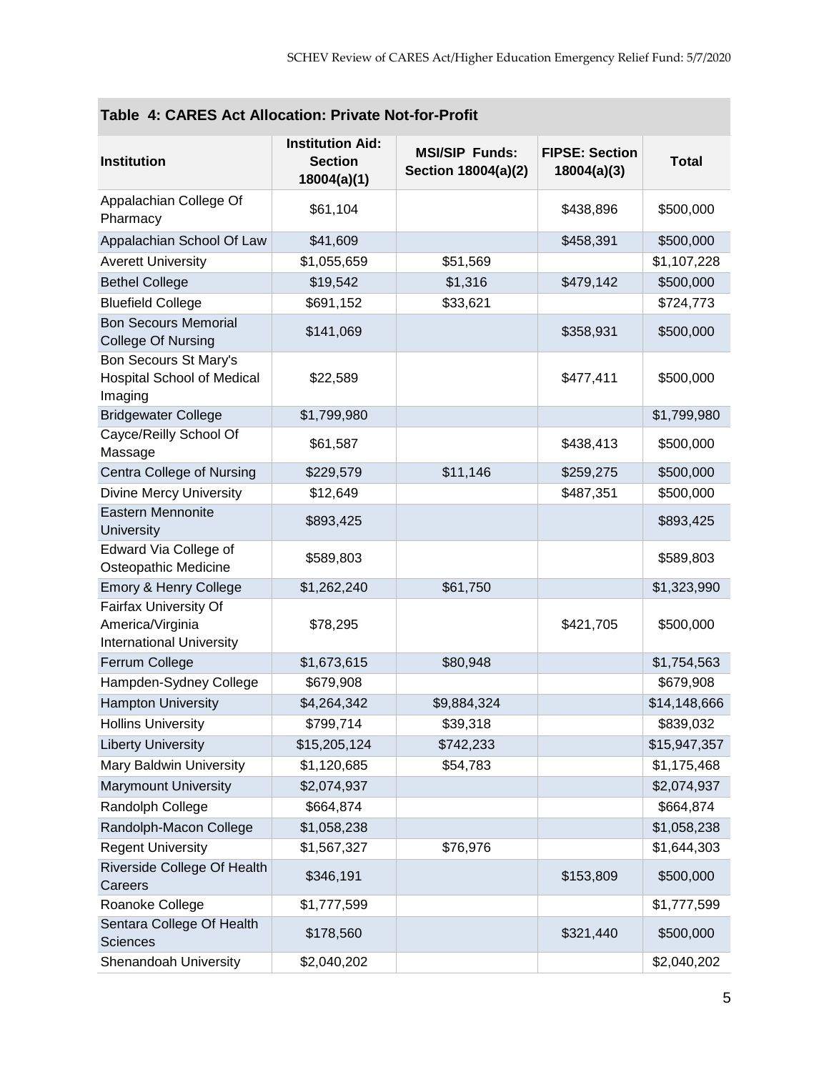## Table 4: CARES Act Allocation: Private Not-for-Profit

| Institution | Institution Aid: Section 18004(a)(1) | MSI/SIP Funds: Section 18004(a)(2) | FIPSE: Section 18004(a)(3) | Total |
|---|---|---|---|---|
| Appalachian College Of Pharmacy | $61,104 | | $438,896 | $500,000 |
| Appalachian School Of Law | $41,609 | | $458,391 | $500,000 |
| Averett University | $1,055,659 | $51,569 | | $1,107,228 |
| Bethel College | $19,542 | $1,316 | $479,142 | $500,000 |
| Bluefield College | $691,152 | $33,621 | | $724,773 |
| Bon Secours Memorial College Of Nursing | $141,069 | | $358,931 | $500,000 |
| Bon Secours St Mary's Hospital School of Medical Imaging | $22,589 | | $477,411 | $500,000 |
| Bridgewater College | $1,799,980 | | | $1,799,980 |
| Cayce/Reilly School Of Massage | $61,587 | | $438,413 | $500,000 |
| Centra College of Nursing | $229,579 | $11,146 | $259,275 | $500,000 |
| Divine Mercy University | $12,649 | | $487,351 | $500,000 |
| Eastern Mennonite University | $893,425 | | | $893,425 |
| Edward Via College of Osteopathic Medicine | $589,803 | | | $589,803 |
| Emory & Henry College | $1,262,240 | $61,750 | | $1,323,990 |
| Fairfax University Of America/Virginia International University | $78,295 | | $421,705 | $500,000 |
| Ferrum College | $1,673,615 | $80,948 | | $1,754,563 |
| Hampden-Sydney College | $679,908 | | | $679,908 |
| Hampton University | $4,264,342 | $9,884,324 | | $14,148,666 |
| Hollins University | $799,714 | $39,318 | | $839,032 |
| Liberty University | $15,205,124 | $742,233 | | $15,947,357 |
| Mary Baldwin University | $1,120,685 | $54,783 | | $1,175,468 |
| Marymount University | $2,074,937 | | | $2,074,937 |
| Randolph College | $664,874 | | | $664,874 |
| Randolph-Macon College | $1,058,238 | | | $1,058,238 |
| Regent University | $1,567,327 | $76,976 | | $1,644,303 |
| Riverside College Of Health Careers | $346,191 | | $153,809 | $500,000 |
| Roanoke College | $1,777,599 | | | $1,777,599 |
| Sentara College Of Health Sciences | $178,560 | | $321,440 | $500,000 |
| Shenandoah University | $2,040,202 | | | $2,040,202 |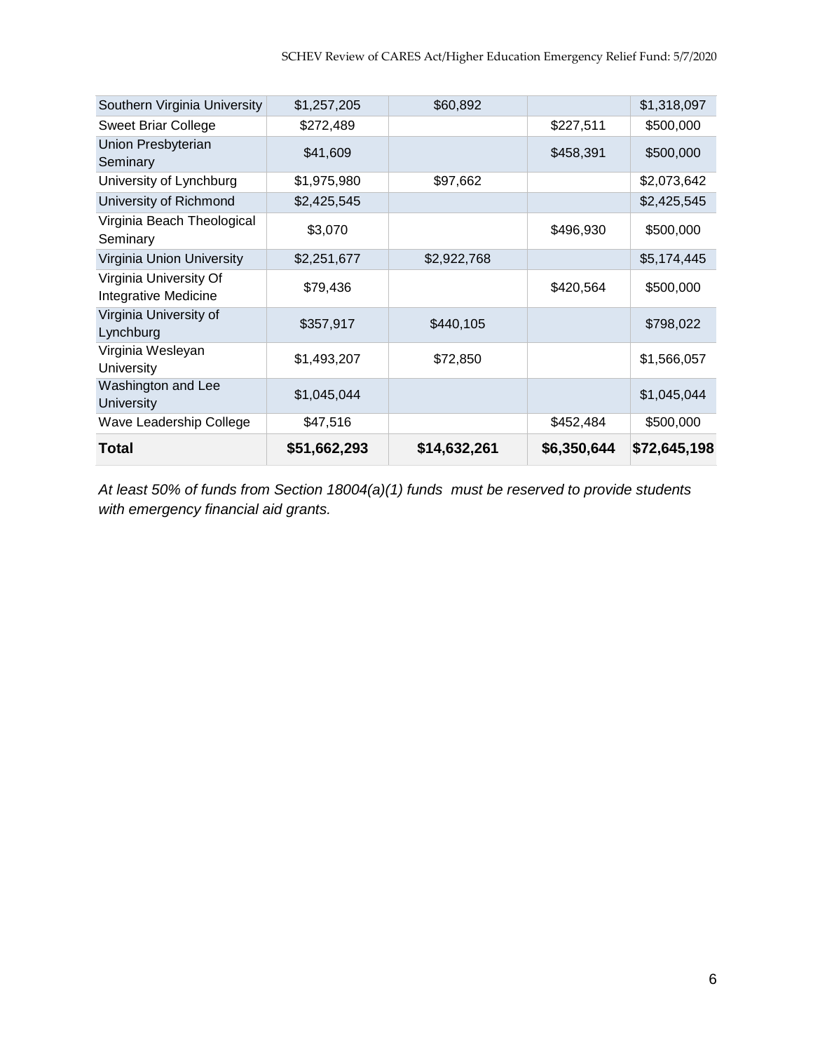| | | | | |
|---|---|---|---|---|
| Southern Virginia University | $1,257,205 | $60,892 | | $1,318,097 |
| Sweet Briar College | $272,489 | | $227,511 | $500,000 |
| Union Presbyterian Seminary | $41,609 | | $458,391 | $500,000 |
| University of Lynchburg | $1,975,980 | $97,662 | | $2,073,642 |
| University of Richmond | $2,425,545 | | | $2,425,545 |
| Virginia Beach Theological Seminary | $3,070 | | $496,930 | $500,000 |
| Virginia Union University | $2,251,677 | $2,922,768 | | $5,174,445 |
| Virginia University Of Integrative Medicine | $79,436 | | $420,564 | $500,000 |
| Virginia University of Lynchburg | $357,917 | $440,105 | | $798,022 |
| Virginia Wesleyan University | $1,493,207 | $72,850 | | $1,566,057 |
| Washington and Lee University | $1,045,044 | | | $1,045,044 |
| Wave Leadership College | $47,516 | | $452,484 | $500,000 |
| **Total** | **$51,662,293** | **$14,632,261** | **$6,350,644** | **$72,645,198** |

*At least 50% of funds from Section 18004(a)(1) funds must be reserved to provide students with emergency financial aid grants.*